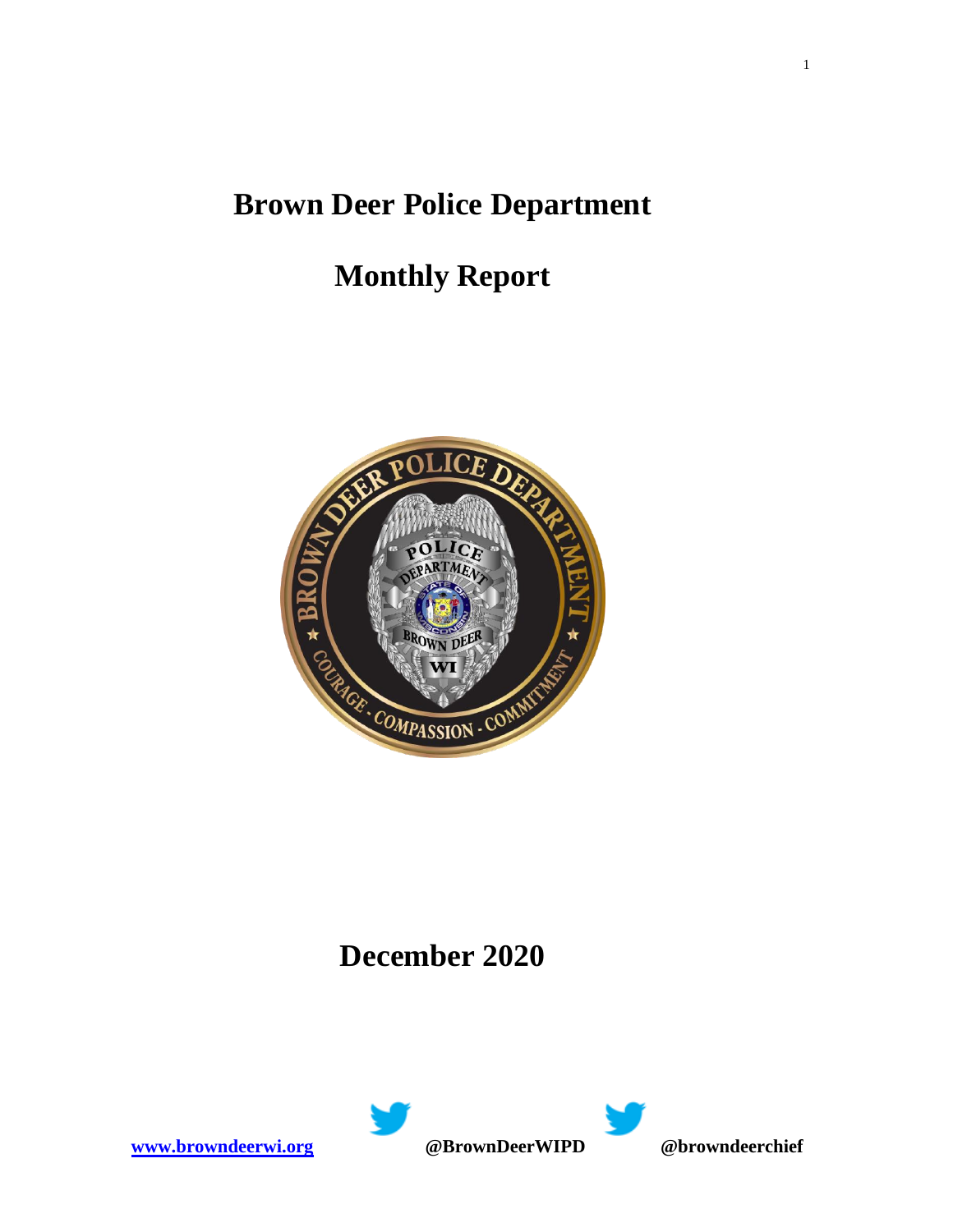# Brown Deer Police Department

# Monthly Report

# December 2020

[www.browndeerwi.org](http://www.browndeerwi.org) @BrownDeerWIPD @browndeerchief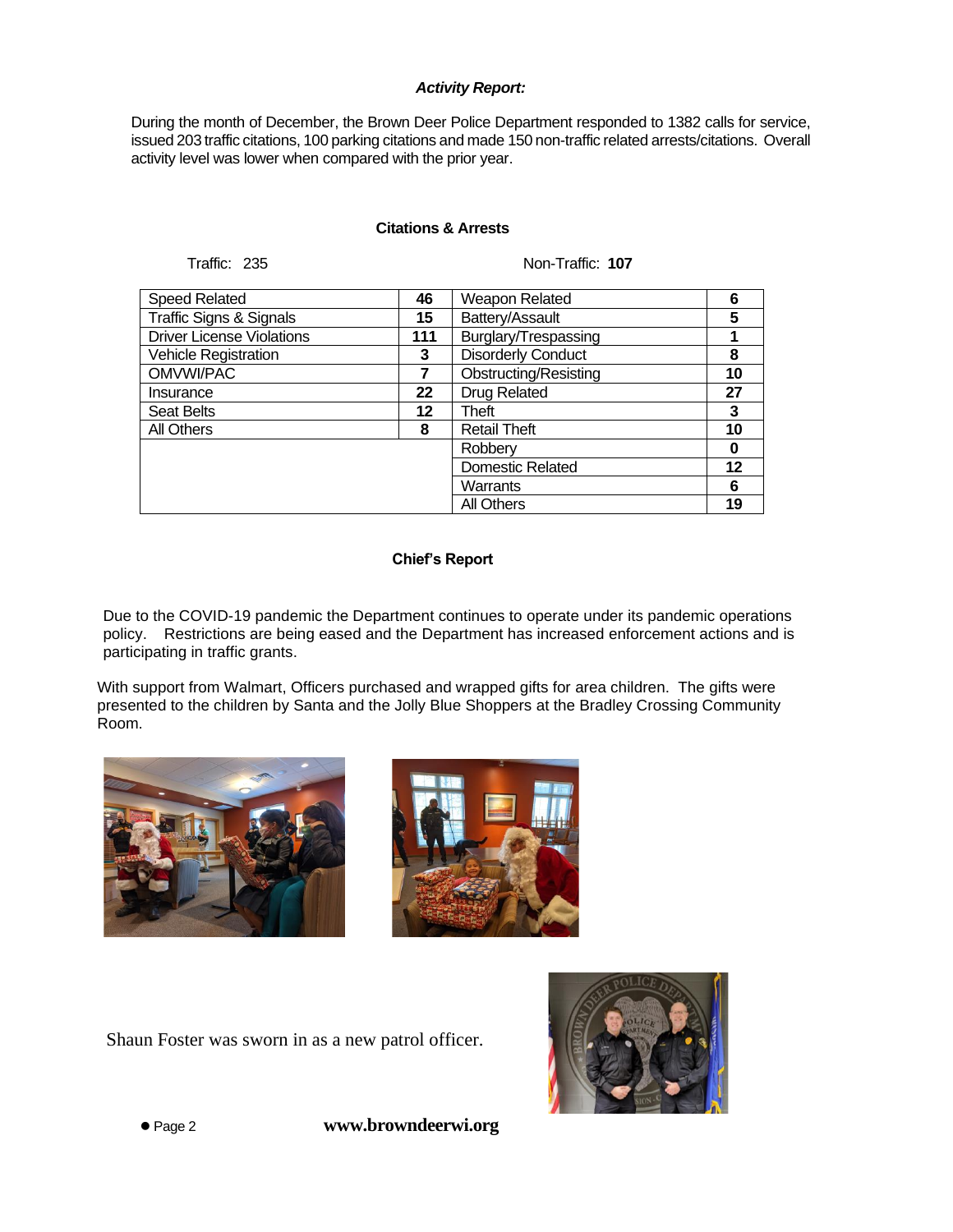***Activity Report:***

During the month of December, the Brown Deer Police Department responded to 1382 calls for service, issued 203 traffic citations, 100 parking citations and made 150 non-traffic related arrests/citations. Overall activity level was lower when compared with the prior year.

**Citations & Arrests**

Traffic: 235 | Non-Traffic: **107**

| Traffic | | Non-Traffic | |
|---|---|---|---|
| Speed Related | **46** | Weapon Related | **6** |
| Traffic Signs & Signals | **15** | Battery/Assault | **5** |
| Driver License Violations | **111** | Burglary/Trespassing | **1** |
| Vehicle Registration | **3** | Disorderly Conduct | **8** |
| OMVWI/PAC | **7** | Obstructing/Resisting | **10** |
| Insurance | **22** | Drug Related | **27** |
| Seat Belts | **12** | Theft | **3** |
| All Others | **8** | Retail Theft | **10** |
| | | Robbery | **0** |
| | | Domestic Related | **12** |
| | | Warrants | **6** |
| | | All Others | **19** |

**Chief's Report**

Due to the COVID-19 pandemic the Department continues to operate under its pandemic operations policy. Restrictions are being eased and the Department has increased enforcement actions and is participating in traffic grants.

With support from Walmart, Officers purchased and wrapped gifts for area children. The gifts were presented to the children by Santa and the Jolly Blue Shoppers at the Bradley Crossing Community Room.

Shaun Foster was sworn in as a new patrol officer.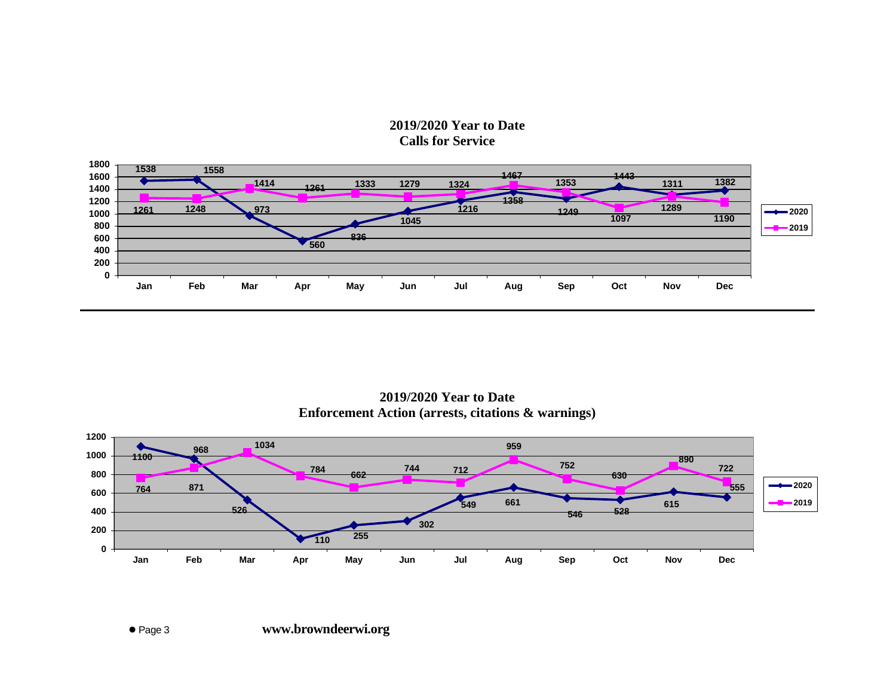## 2019/2020 Year to Date
## Calls for Service

| | Jan | Feb | Mar | Apr | May | Jun | Jul | Aug | Sep | Oct | Nov | Dec |
|---|---|---|---|---|---|---|---|---|---|---|---|---|
| 2020 | 1538 | 1558 | 973 | 560 | 836 | 1045 | 1216 | 1358 | 1249 | 1443 | 1311 | 1382 |
| 2019 | 1261 | 1248 | 1414 | 1261 | 1333 | 1279 | 1324 | 1467 | 1353 | 1097 | 1289 | 1190 |

## 2019/2020 Year to Date
## Enforcement Action (arrests, citations & warnings)

| | Jan | Feb | Mar | Apr | May | Jun | Jul | Aug | Sep | Oct | Nov | Dec |
|---|---|---|---|---|---|---|---|---|---|---|---|---|
| 2020 | 1100 | 968 | 526 | 110 | 255 | 302 | 549 | 661 | 546 | 528 | 615 | 555 |
| 2019 | 764 | 871 | 1034 | 784 | 662 | 744 | 712 | 959 | 752 | 630 | 890 | 722 |

www.browndeerwi.org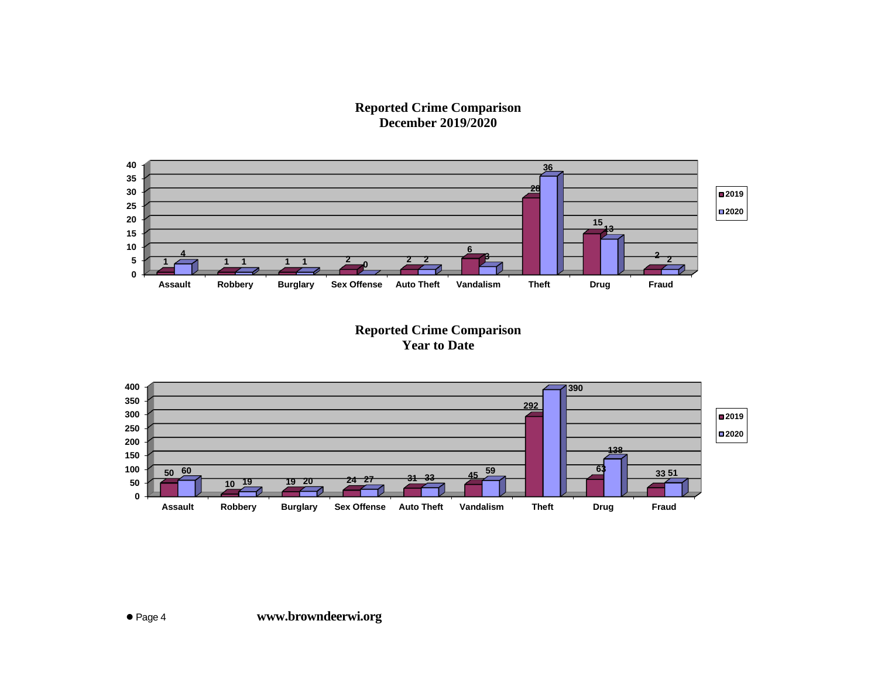## Reported Crime Comparison
## December 2019/2020

| Crime | 2019 | 2020 |
|---|---|---|
| Assault | 1 | 4 |
| Robbery | 1 | 1 |
| Burglary | 1 | 1 |
| Sex Offense | 2 | 0 |
| Auto Theft | 2 | 2 |
| Vandalism | 6 | 3 |
| Theft | 28 | 36 |
| Drug | 15 | 13 |
| Fraud | 2 | 2 |

## Reported Crime Comparison
## Year to Date

| Crime | 2019 | 2020 |
|---|---|---|
| Assault | 50 | 60 |
| Robbery | 10 | 19 |
| Burglary | 19 | 20 |
| Sex Offense | 24 | 27 |
| Auto Theft | 31 | 33 |
| Vandalism | 45 | 59 |
| Theft | 292 | 390 |
| Drug | 63 | 138 |
| Fraud | 33 | 51 |

www.browndeerwi.org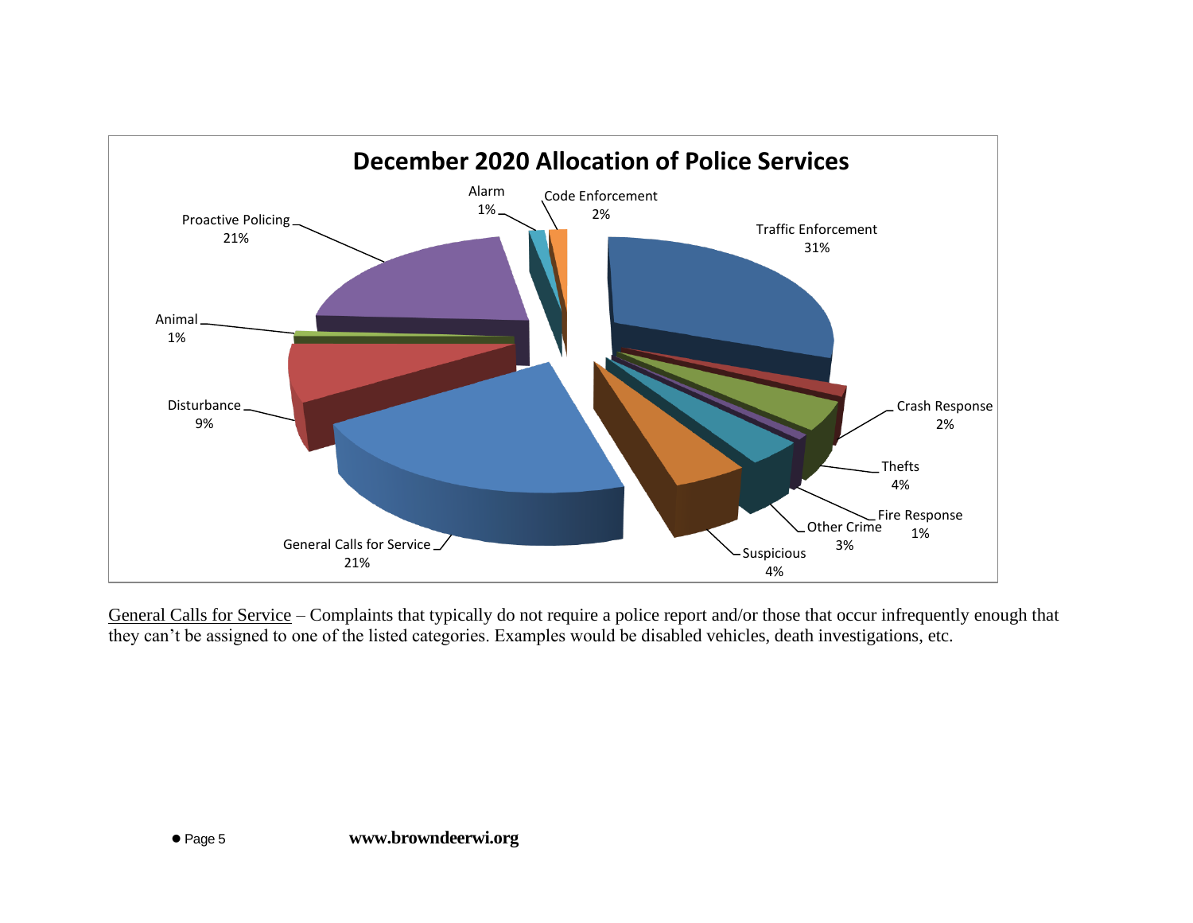**December 2020 Allocation of Police Services**

| Category | Percentage |
|---|---|
| Traffic Enforcement | 31% |
| Crash Response | 2% |
| Thefts | 4% |
| Fire Response | 1% |
| Other Crime | 3% |
| Suspicious | 4% |
| General Calls for Service | 21% |
| Disturbance | 9% |
| Animal | 1% |
| Proactive Policing | 21% |
| Alarm | 1% |
| Code Enforcement | 2% |

General Calls for Service – Complaints that typically do not require a police report and/or those that occur infrequently enough that they can't be assigned to one of the listed categories. Examples would be disabled vehicles, death investigations, etc.

**www.browndeerwi.org**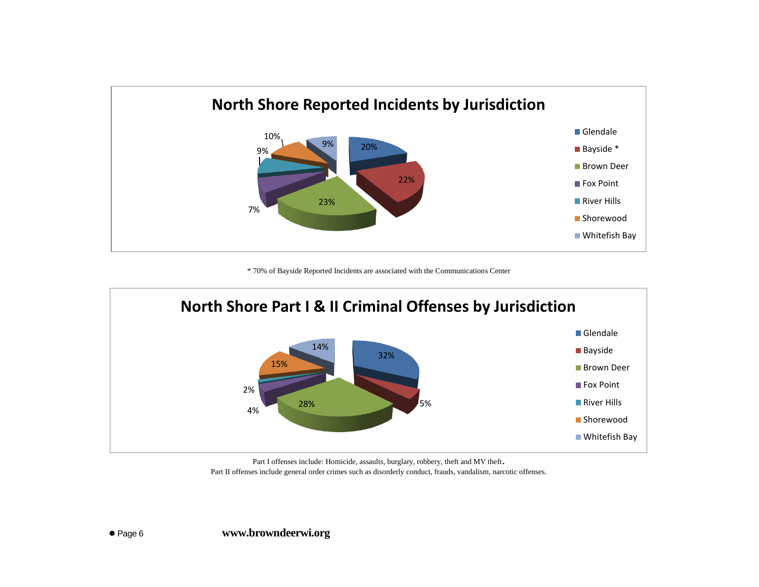## North Shore Reported Incidents by Jurisdiction

| Jurisdiction | Percent |
| --- | --- |
| Glendale | 20% |
| Bayside * | 22% |
| Brown Deer | 23% |
| Fox Point | 7% |
| River Hills | 9% |
| Shorewood | 10% |
| Whitefish Bay | 9% |

* 70% of Bayside Reported Incidents are associated with the Communications Center

## North Shore Part I & II Criminal Offenses by Jurisdiction

| Jurisdiction | Percent |
| --- | --- |
| Glendale | 32% |
| Bayside | 5% |
| Brown Deer | 28% |
| Fox Point | 4% |
| River Hills | 2% |
| Shorewood | 15% |
| Whitefish Bay | 14% |

Part I offenses include: Homicide, assaults, burglary, robbery, theft and MV theft.
Part II offenses include general order crimes such as disorderly conduct, frauds, vandalism, narcotic offenses.

**www.browndeerwi.org**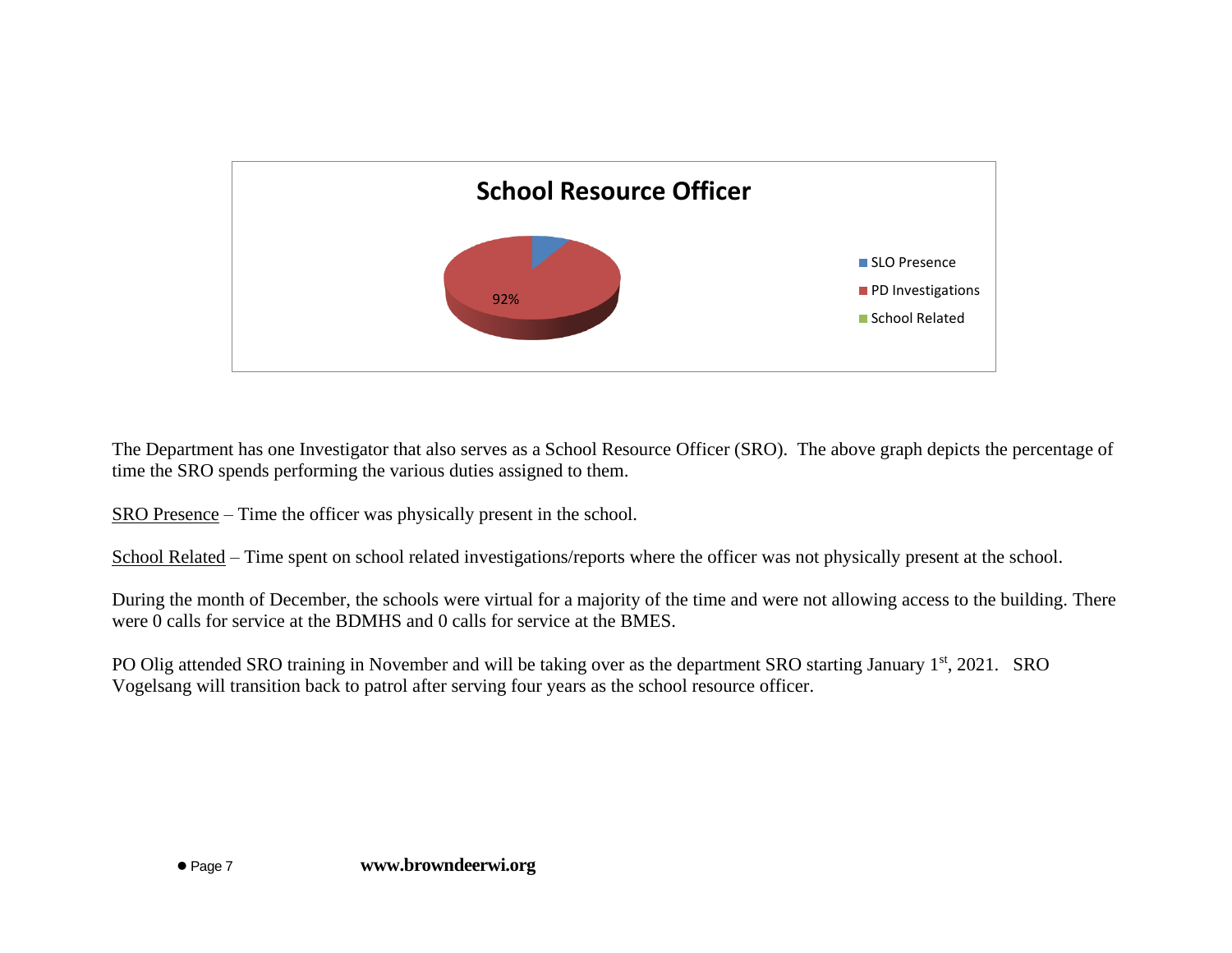**School Resource Officer**

92%

SLO Presence

PD Investigations

School Related

The Department has one Investigator that also serves as a School Resource Officer (SRO). The above graph depicts the percentage of time the SRO spends performing the various duties assigned to them.

SRO Presence – Time the officer was physically present in the school.

School Related – Time spent on school related investigations/reports where the officer was not physically present at the school.

During the month of December, the schools were virtual for a majority of the time and were not allowing access to the building. There were 0 calls for service at the BDMHS and 0 calls for service at the BMES.

PO Olig attended SRO training in November and will be taking over as the department SRO starting January 1st, 2021. SRO Vogelsang will transition back to patrol after serving four years as the school resource officer.